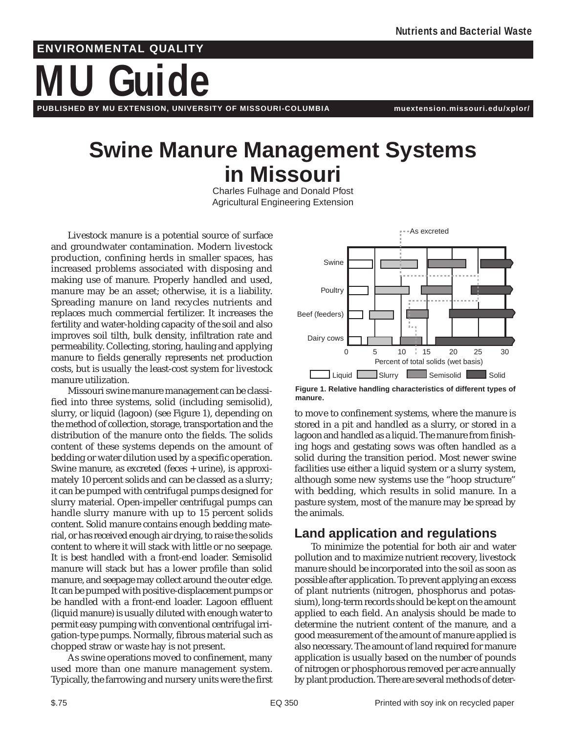ENVIRONMENTAL QUALITY

# MU Guide

PUBLISHED BY MU EXTENSION, UNIVERSITY OF MISSOURI-COLUMBIA    muextension.missouri.edu/xplor/

# Swine Manure Management Systems in Missouri

Charles Fulhage and Donald Pfost
Agricultural Engineering Extension

Livestock manure is a potential source of surface and groundwater contamination. Modern livestock production, confining herds in smaller spaces, has increased problems associated with disposing and making use of manure. Properly handled and used, manure may be an asset; otherwise, it is a liability. Spreading manure on land recycles nutrients and replaces much commercial fertilizer. It increases the fertility and water-holding capacity of the soil and also improves soil tilth, bulk density, infiltration rate and permeability. Collecting, storing, hauling and applying manure to fields generally represents net production costs, but is usually the least-cost system for livestock manure utilization.

Missouri swine manure management can be classified into three systems, solid (including semisolid), slurry, or liquid (lagoon) (see Figure 1), depending on the method of collection, storage, transportation and the distribution of the manure onto the fields. The solids content of these systems depends on the amount of bedding or water dilution used by a specific operation. Swine manure, as excreted (feces + urine), is approximately 10 percent solids and can be classed as a slurry; it can be pumped with centrifugal pumps designed for slurry material. Open-impeller centrifugal pumps can handle slurry manure with up to 15 percent solids content. Solid manure contains enough bedding material, or has received enough air drying, to raise the solids content to where it will stack with little or no seepage. It is best handled with a front-end loader. Semisolid manure will stack but has a lower profile than solid manure, and seepage may collect around the outer edge. It can be pumped with positive-displacement pumps or be handled with a front-end loader. Lagoon effluent (liquid manure) is usually diluted with enough water to permit easy pumping with conventional centrifugal irrigation-type pumps. Normally, fibrous material such as chopped straw or waste hay is not present.

As swine operations moved to confinement, many used more than one manure management system. Typically, the farrowing and nursery units were the first to move to confinement systems, where the manure is stored in a pit and handled as a slurry, or stored in a lagoon and handled as a liquid. The manure from finishing hogs and gestating sows was often handled as a solid during the transition period. Most newer swine facilities use either a liquid system or a slurry system, although some new systems use the "hoop structure" with bedding, which results in solid manure. In a pasture system, most of the manure may be spread by the animals.

**Figure 1. Relative handling characteristics of different types of manure.**

## Land application and regulations

To minimize the potential for both air and water pollution and to maximize nutrient recovery, livestock manure should be incorporated into the soil as soon as possible after application. To prevent applying an excess of plant nutrients (nitrogen, phosphorus and potassium), long-term records should be kept on the amount applied to each field. An analysis should be made to determine the nutrient content of the manure, and a good measurement of the amount of manure applied is also necessary. The amount of land required for manure application is usually based on the number of pounds of nitrogen or phosphorous removed per acre annually by plant production. There are several methods of deter-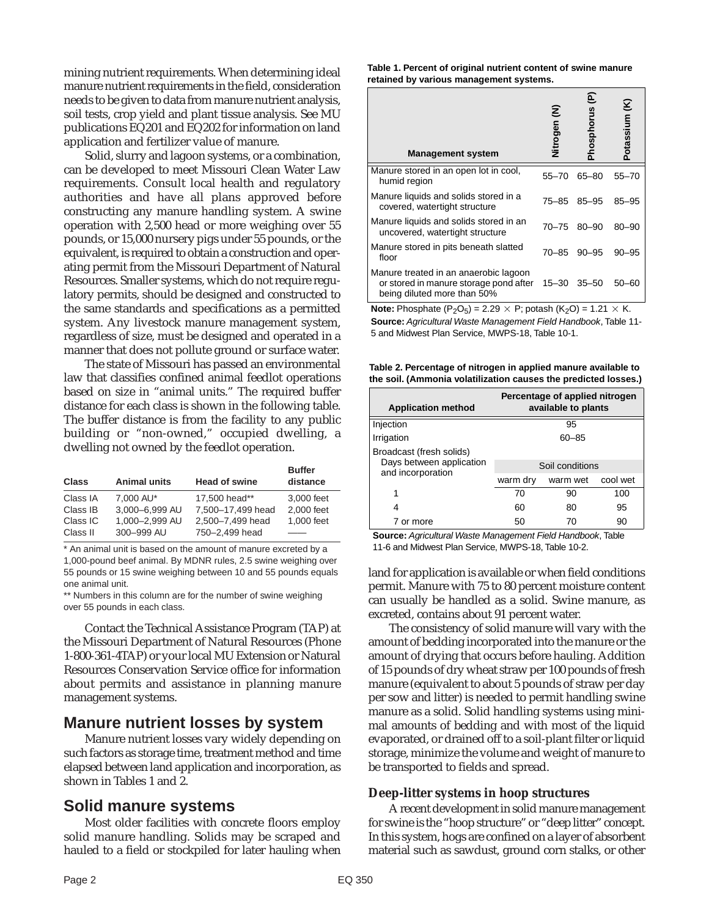mining nutrient requirements. When determining ideal manure nutrient requirements in the field, consideration needs to be given to data from manure nutrient analysis, soil tests, crop yield and plant tissue analysis. See MU publications EQ201 and EQ202 for information on land application and fertilizer value of manure.

Solid, slurry and lagoon systems, or a combination, can be developed to meet Missouri Clean Water Law requirements. Consult local health and regulatory authorities and have all plans approved before constructing any manure handling system. A swine operation with 2,500 head or more weighing over 55 pounds, or 15,000 nursery pigs under 55 pounds, or the equivalent, is required to obtain a construction and operating permit from the Missouri Department of Natural Resources. Smaller systems, which do not require regulatory permits, should be designed and constructed to the same standards and specifications as a permitted system. Any livestock manure management system, regardless of size, must be designed and operated in a manner that does not pollute ground or surface water.

The state of Missouri has passed an environmental law that classifies confined animal feedlot operations based on size in "animal units." The required buffer distance for each class is shown in the following table. The buffer distance is from the facility to any public building or "non-owned," occupied dwelling, a dwelling not owned by the feedlot operation.

| Class | Animal units | Head of swine | Buffer distance |
|---|---|---|---|
| Class IA | 7,000 AU* | 17,500 head** | 3,000 feet |
| Class IB | 3,000–6,999 AU | 7,500–17,499 head | 2,000 feet |
| Class IC | 1,000–2,999 AU | 2,500–7,499 head | 1,000 feet |
| Class II | 300–999 AU | 750–2,499 head | —— |

\* An animal unit is based on the amount of manure excreted by a 1,000-pound beef animal. By MDNR rules, 2.5 swine weighing over 55 pounds or 15 swine weighing between 10 and 55 pounds equals one animal unit.

** Numbers in this column are for the number of swine weighing over 55 pounds in each class.

Contact the Technical Assistance Program (TAP) at the Missouri Department of Natural Resources (Phone 1-800-361-4TAP) or your local MU Extension or Natural Resources Conservation Service office for information about permits and assistance in planning manure management systems.

## Manure nutrient losses by system

Manure nutrient losses vary widely depending on such factors as storage time, treatment method and time elapsed between land application and incorporation, as shown in Tables 1 and 2.

## Solid manure systems

Most older facilities with concrete floors employ solid manure handling. Solids may be scraped and hauled to a field or stockpiled for later hauling when land for application is available or when field conditions permit. Manure with 75 to 80 percent moisture content can usually be handled as a solid. Swine manure, as excreted, contains about 91 percent water.

The consistency of solid manure will vary with the amount of bedding incorporated into the manure or the amount of drying that occurs before hauling. Addition of 15 pounds of dry wheat straw per 100 pounds of fresh manure (equivalent to about 5 pounds of straw per day per sow and litter) is needed to permit handling swine manure as a solid. Solid handling systems using minimal amounts of bedding and with most of the liquid evaporated, or drained off to a soil-plant filter or liquid storage, minimize the volume and weight of manure to be transported to fields and spread.

### Deep-litter systems in hoop structures

A recent development in solid manure management for swine is the "hoop structure" or "deep litter" concept. In this system, hogs are confined on a layer of absorbent material such as sawdust, ground corn stalks, or other

**Table 1. Percent of original nutrient content of swine manure retained by various management systems.**

| Management system | Nitrogen (N) | Phosphorus (P) | Potassium (K) |
|---|---|---|---|
| Manure stored in an open lot in cool, humid region | 55–70 | 65–80 | 55–70 |
| Manure liquids and solids stored in a covered, watertight structure | 75–85 | 85–95 | 85–95 |
| Manure liquids and solids stored in an uncovered, watertight structure | 70–75 | 80–90 | 80–90 |
| Manure stored in pits beneath slatted floor | 70–85 | 90–95 | 90–95 |
| Manure treated in an anaerobic lagoon or stored in manure storage pond after being diluted more than 50% | 15–30 | 35–50 | 50–60 |

**Note:** Phosphate ($P_2O_5$) = 2.29 × P; potash ($K_2O$) = 1.21 × K.

**Source:** *Agricultural Waste Management Field Handbook*, Table 11-5 and Midwest Plan Service, MWPS-18, Table 10-1.

**Table 2. Percentage of nitrogen in applied manure available to the soil. (Ammonia volatilization causes the predicted losses.)**

| Application method | Percentage of applied nitrogen available to plants | | |
|---|---|---|---|
| Injection | 95 | | |
| Irrigation | 60–85 | | |
| Broadcast (fresh solids) | | | |
| Days between application and incorporation | Soil conditions | | |
| | warm dry | warm wet | cool wet |
| 1 | 70 | 90 | 100 |
| 4 | 60 | 80 | 95 |
| 7 or more | 50 | 70 | 90 |

**Source:** *Agricultural Waste Management Field Handbook*, Table 11-6 and Midwest Plan Service, MWPS-18, Table 10-2.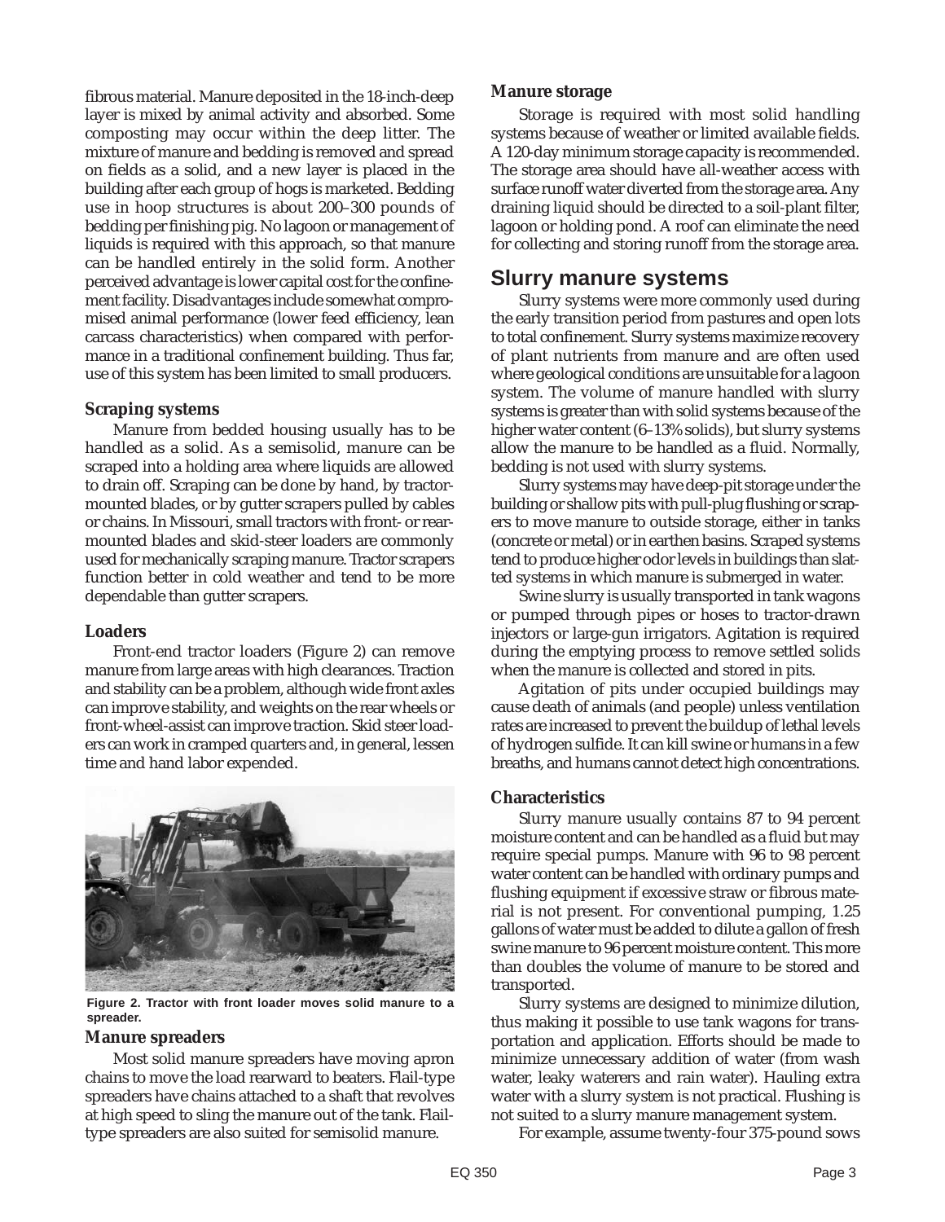fibrous material. Manure deposited in the 18-inch-deep layer is mixed by animal activity and absorbed. Some composting may occur within the deep litter. The mixture of manure and bedding is removed and spread on fields as a solid, and a new layer is placed in the building after each group of hogs is marketed. Bedding use in hoop structures is about 200–300 pounds of bedding per finishing pig. No lagoon or management of liquids is required with this approach, so that manure can be handled entirely in the solid form. Another perceived advantage is lower capital cost for the confinement facility. Disadvantages include somewhat compromised animal performance (lower feed efficiency, lean carcass characteristics) when compared with performance in a traditional confinement building. Thus far, use of this system has been limited to small producers.

### Scraping systems

Manure from bedded housing usually has to be handled as a solid. As a semisolid, manure can be scraped into a holding area where liquids are allowed to drain off. Scraping can be done by hand, by tractor-mounted blades, or by gutter scrapers pulled by cables or chains. In Missouri, small tractors with front- or rear-mounted blades and skid-steer loaders are commonly used for mechanically scraping manure. Tractor scrapers function better in cold weather and tend to be more dependable than gutter scrapers.

### Loaders

Front-end tractor loaders (Figure 2) can remove manure from large areas with high clearances. Traction and stability can be a problem, although wide front axles can improve stability, and weights on the rear wheels or front-wheel-assist can improve traction. Skid steer loaders can work in cramped quarters and, in general, lessen time and hand labor expended.

**Figure 2. Tractor with front loader moves solid manure to a spreader.**

### Manure spreaders

Most solid manure spreaders have moving apron chains to move the load rearward to beaters. Flail-type spreaders have chains attached to a shaft that revolves at high speed to sling the manure out of the tank. Flail-type spreaders are also suited for semisolid manure.

### Manure storage

Storage is required with most solid handling systems because of weather or limited available fields. A 120-day minimum storage capacity is recommended. The storage area should have all-weather access with surface runoff water diverted from the storage area. Any draining liquid should be directed to a soil-plant filter, lagoon or holding pond. A roof can eliminate the need for collecting and storing runoff from the storage area.

## Slurry manure systems

Slurry systems were more commonly used during the early transition period from pastures and open lots to total confinement. Slurry systems maximize recovery of plant nutrients from manure and are often used where geological conditions are unsuitable for a lagoon system. The volume of manure handled with slurry systems is greater than with solid systems because of the higher water content (6–13% solids), but slurry systems allow the manure to be handled as a fluid. Normally, bedding is not used with slurry systems.

Slurry systems may have deep-pit storage under the building or shallow pits with pull-plug flushing or scrapers to move manure to outside storage, either in tanks (concrete or metal) or in earthen basins. Scraped systems tend to produce higher odor levels in buildings than slatted systems in which manure is submerged in water.

Swine slurry is usually transported in tank wagons or pumped through pipes or hoses to tractor-drawn injectors or large-gun irrigators. Agitation is required during the emptying process to remove settled solids when the manure is collected and stored in pits.

Agitation of pits under occupied buildings may cause death of animals (and people) unless ventilation rates are increased to prevent the buildup of lethal levels of hydrogen sulfide. It can kill swine or humans in a few breaths, and humans cannot detect high concentrations.

### Characteristics

Slurry manure usually contains 87 to 94 percent moisture content and can be handled as a fluid but may require special pumps. Manure with 96 to 98 percent water content can be handled with ordinary pumps and flushing equipment if excessive straw or fibrous material is not present. For conventional pumping, 1.25 gallons of water must be added to dilute a gallon of fresh swine manure to 96 percent moisture content. This more than doubles the volume of manure to be stored and transported.

Slurry systems are designed to minimize dilution, thus making it possible to use tank wagons for transportation and application. Efforts should be made to minimize unnecessary addition of water (from wash water, leaky waterers and rain water). Hauling extra water with a slurry system is not practical. Flushing is not suited to a slurry manure management system.

For example, assume twenty-four 375-pound sows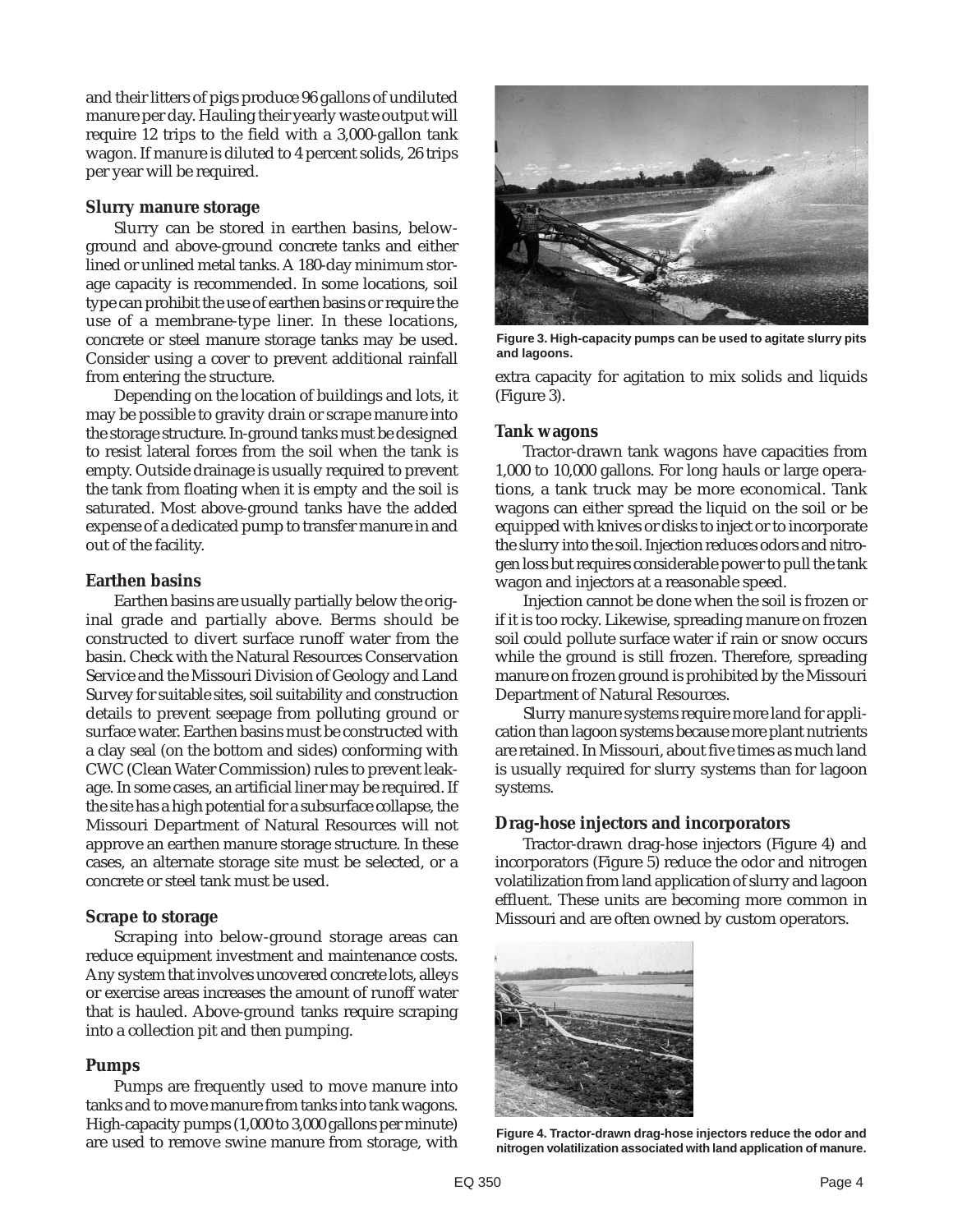and their litters of pigs produce 96 gallons of undiluted manure per day. Hauling their yearly waste output will require 12 trips to the field with a 3,000-gallon tank wagon. If manure is diluted to 4 percent solids, 26 trips per year will be required.

### Slurry manure storage

Slurry can be stored in earthen basins, below-ground and above-ground concrete tanks and either lined or unlined metal tanks. A 180-day minimum storage capacity is recommended. In some locations, soil type can prohibit the use of earthen basins or require the use of a membrane-type liner. In these locations, concrete or steel manure storage tanks may be used. Consider using a cover to prevent additional rainfall from entering the structure.

Depending on the location of buildings and lots, it may be possible to gravity drain or scrape manure into the storage structure. In-ground tanks must be designed to resist lateral forces from the soil when the tank is empty. Outside drainage is usually required to prevent the tank from floating when it is empty and the soil is saturated. Most above-ground tanks have the added expense of a dedicated pump to transfer manure in and out of the facility.

### Earthen basins

Earthen basins are usually partially below the original grade and partially above. Berms should be constructed to divert surface runoff water from the basin. Check with the Natural Resources Conservation Service and the Missouri Division of Geology and Land Survey for suitable sites, soil suitability and construction details to prevent seepage from polluting ground or surface water. Earthen basins must be constructed with a clay seal (on the bottom and sides) conforming with CWC (Clean Water Commission) rules to prevent leakage. In some cases, an artificial liner may be required. If the site has a high potential for a subsurface collapse, the Missouri Department of Natural Resources will not approve an earthen manure storage structure. In these cases, an alternate storage site must be selected, or a concrete or steel tank must be used.

### Scrape to storage

Scraping into below-ground storage areas can reduce equipment investment and maintenance costs. Any system that involves uncovered concrete lots, alleys or exercise areas increases the amount of runoff water that is hauled. Above-ground tanks require scraping into a collection pit and then pumping.

### Pumps

Pumps are frequently used to move manure into tanks and to move manure from tanks into tank wagons. High-capacity pumps (1,000 to 3,000 gallons per minute) are used to remove swine manure from storage, with extra capacity for agitation to mix solids and liquids (Figure 3).

**Figure 3. High-capacity pumps can be used to agitate slurry pits and lagoons.**

### Tank wagons

Tractor-drawn tank wagons have capacities from 1,000 to 10,000 gallons. For long hauls or large operations, a tank truck may be more economical. Tank wagons can either spread the liquid on the soil or be equipped with knives or disks to inject or to incorporate the slurry into the soil. Injection reduces odors and nitrogen loss but requires considerable power to pull the tank wagon and injectors at a reasonable speed.

Injection cannot be done when the soil is frozen or if it is too rocky. Likewise, spreading manure on frozen soil could pollute surface water if rain or snow occurs while the ground is still frozen. Therefore, spreading manure on frozen ground is prohibited by the Missouri Department of Natural Resources.

Slurry manure systems require more land for application than lagoon systems because more plant nutrients are retained. In Missouri, about five times as much land is usually required for slurry systems than for lagoon systems.

### Drag-hose injectors and incorporators

Tractor-drawn drag-hose injectors (Figure 4) and incorporators (Figure 5) reduce the odor and nitrogen volatilization from land application of slurry and lagoon effluent. These units are becoming more common in Missouri and are often owned by custom operators.

**Figure 4. Tractor-drawn drag-hose injectors reduce the odor and nitrogen volatilization associated with land application of manure.**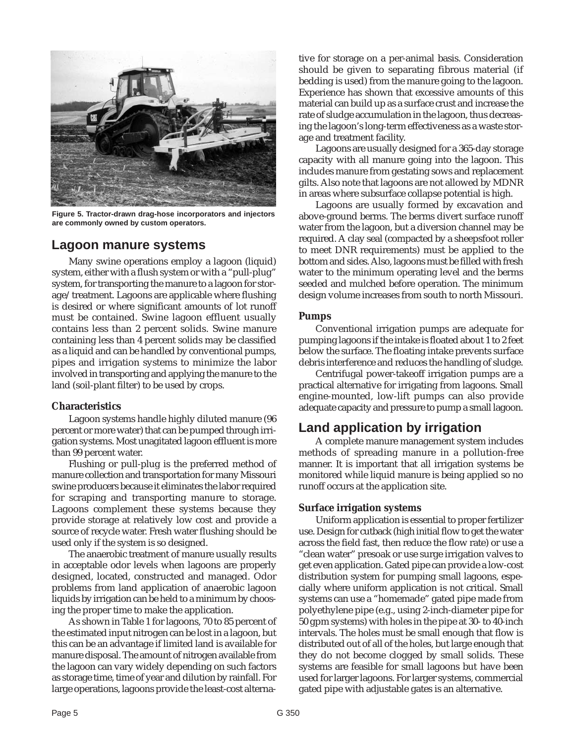Figure 5. Tractor-drawn drag-hose incorporators and injectors are commonly owned by custom operators.

## Lagoon manure systems

Many swine operations employ a lagoon (liquid) system, either with a flush system or with a "pull-plug" system, for transporting the manure to a lagoon for storage/treatment. Lagoons are applicable where flushing is desired or where significant amounts of lot runoff must be contained. Swine lagoon effluent usually contains less than 2 percent solids. Swine manure containing less than 4 percent solids may be classified as a liquid and can be handled by conventional pumps, pipes and irrigation systems to minimize the labor involved in transporting and applying the manure to the land (soil-plant filter) to be used by crops.

### Characteristics

Lagoon systems handle highly diluted manure (96 percent or more water) that can be pumped through irrigation systems. Most unagitated lagoon effluent is more than 99 percent water.

Flushing or pull-plug is the preferred method of manure collection and transportation for many Missouri swine producers because it eliminates the labor required for scraping and transporting manure to storage. Lagoons complement these systems because they provide storage at relatively low cost and provide a source of recycle water. Fresh water flushing should be used only if the system is so designed.

The anaerobic treatment of manure usually results in acceptable odor levels when lagoons are properly designed, located, constructed and managed. Odor problems from land application of anaerobic lagoon liquids by irrigation can be held to a minimum by choosing the proper time to make the application.

As shown in Table 1 for lagoons, 70 to 85 percent of the estimated input nitrogen can be lost in a lagoon, but this can be an advantage if limited land is available for manure disposal. The amount of nitrogen available from the lagoon can vary widely depending on such factors as storage time, time of year and dilution by rainfall. For large operations, lagoons provide the least-cost alternative for storage on a per-animal basis. Consideration should be given to separating fibrous material (if bedding is used) from the manure going to the lagoon. Experience has shown that excessive amounts of this material can build up as a surface crust and increase the rate of sludge accumulation in the lagoon, thus decreasing the lagoon's long-term effectiveness as a waste storage and treatment facility.

Lagoons are usually designed for a 365-day storage capacity with all manure going into the lagoon. This includes manure from gestating sows and replacement gilts. Also note that lagoons are not allowed by MDNR in areas where subsurface collapse potential is high.

Lagoons are usually formed by excavation and above-ground berms. The berms divert surface runoff water from the lagoon, but a diversion channel may be required. A clay seal (compacted by a sheepsfoot roller to meet DNR requirements) must be applied to the bottom and sides. Also, lagoons must be filled with fresh water to the minimum operating level and the berms seeded and mulched before operation. The minimum design volume increases from south to north Missouri.

### Pumps

Conventional irrigation pumps are adequate for pumping lagoons if the intake is floated about 1 to 2 feet below the surface. The floating intake prevents surface debris interference and reduces the handling of sludge.

Centrifugal power-takeoff irrigation pumps are a practical alternative for irrigating from lagoons. Small engine-mounted, low-lift pumps can also provide adequate capacity and pressure to pump a small lagoon.

## Land application by irrigation

A complete manure management system includes methods of spreading manure in a pollution-free manner. It is important that all irrigation systems be monitored while liquid manure is being applied so no runoff occurs at the application site.

### Surface irrigation systems

Uniform application is essential to proper fertilizer use. Design for cutback (high initial flow to get the water across the field fast, then reduce the flow rate) or use a "clean water" presoak or use surge irrigation valves to get even application. Gated pipe can provide a low-cost distribution system for pumping small lagoons, especially where uniform application is not critical. Small systems can use a "homemade" gated pipe made from polyethylene pipe (e.g., using 2-inch-diameter pipe for 50 gpm systems) with holes in the pipe at 30- to 40-inch intervals. The holes must be small enough that flow is distributed out of all of the holes, but large enough that they do not become clogged by small solids. These systems are feasible for small lagoons but have been used for larger lagoons. For larger systems, commercial gated pipe with adjustable gates is an alternative.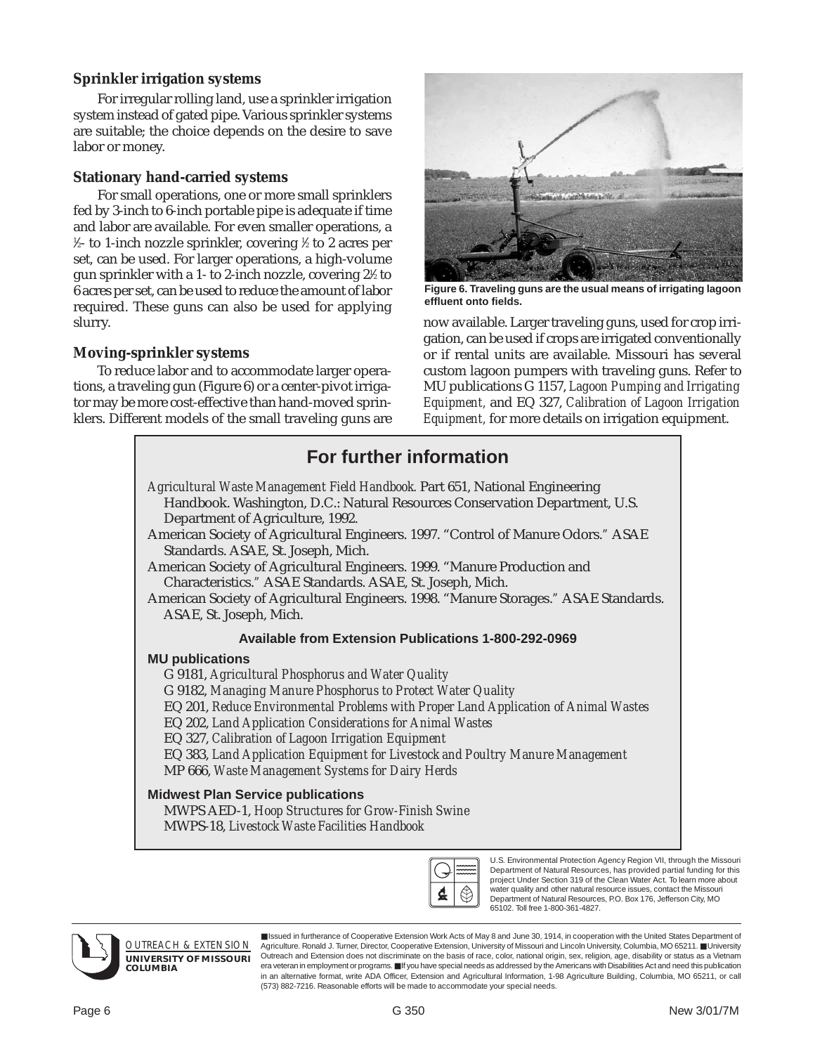### Sprinkler irrigation systems

For irregular rolling land, use a sprinkler irrigation system instead of gated pipe. Various sprinkler systems are suitable; the choice depends on the desire to save labor or money.

### Stationary hand-carried systems

For small operations, one or more small sprinklers fed by 3-inch to 6-inch portable pipe is adequate if time and labor are available. For even smaller operations, a ½- to 1-inch nozzle sprinkler, covering ½ to 2 acres per set, can be used. For larger operations, a high-volume gun sprinkler with a 1- to 2-inch nozzle, covering 2½ to 6 acres per set, can be used to reduce the amount of labor required. These guns can also be used for applying slurry.

### Moving-sprinkler systems

To reduce labor and to accommodate larger operations, a traveling gun (Figure 6) or a center-pivot irrigator may be more cost-effective than hand-moved sprinklers. Different models of the small traveling guns are now available. Larger traveling guns, used for crop irrigation, can be used if crops are irrigated conventionally or if rental units are available. Missouri has several custom lagoon pumpers with traveling guns. Refer to MU publications G 1157, *Lagoon Pumping and Irrigating Equipment,* and EQ 327, *Calibration of Lagoon Irrigation Equipment,* for more details on irrigation equipment.

**Figure 6. Traveling guns are the usual means of irrigating lagoon effluent onto fields.**

## For further information

*Agricultural Waste Management Field Handbook.* Part 651, National Engineering Handbook. Washington, D.C.: Natural Resources Conservation Department, U.S. Department of Agriculture, 1992.

American Society of Agricultural Engineers. 1997. "Control of Manure Odors." ASAE Standards. ASAE, St. Joseph, Mich.

American Society of Agricultural Engineers. 1999. "Manure Production and Characteristics." ASAE Standards. ASAE, St. Joseph, Mich.

American Society of Agricultural Engineers. 1998. "Manure Storages." ASAE Standards. ASAE, St. Joseph, Mich.

**Available from Extension Publications 1-800-292-0969**

**MU publications**

- G 9181, *Agricultural Phosphorus and Water Quality*
- G 9182, *Managing Manure Phosphorus to Protect Water Quality*
- EQ 201, *Reduce Environmental Problems with Proper Land Application of Animal Wastes*
- EQ 202, *Land Application Considerations for Animal Wastes*
- EQ 327, *Calibration of Lagoon Irrigation Equipment*
- EQ 383, *Land Application Equipment for Livestock and Poultry Manure Management*
- MP 666, *Waste Management Systems for Dairy Herds*

**Midwest Plan Service publications**

- MWPS AED-1, *Hoop Structures for Grow-Finish Swine*
- MWPS-18, *Livestock Waste Facilities Handbook*

U.S. Environmental Protection Agency Region VII, through the Missouri Department of Natural Resources, has provided partial funding for this project Under Section 319 of the Clean Water Act. To learn more about water quality and other natural resource issues, contact the Missouri Department of Natural Resources, P.O. Box 176, Jefferson City, MO 65102. Toll free 1-800-361-4827.

OUTREACH & EXTENSION
UNIVERSITY OF MISSOURI
COLUMBIA

■ Issued in furtherance of Cooperative Extension Work Acts of May 8 and June 30, 1914, in cooperation with the United States Department of Agriculture. Ronald J. Turner, Director, Cooperative Extension, University of Missouri and Lincoln University, Columbia, MO 65211. ■ University Outreach and Extension does not discriminate on the basis of race, color, national origin, sex, religion, age, disability or status as a Vietnam era veteran in employment or programs. ■ If you have special needs as addressed by the Americans with Disabilities Act and need this publication in an alternative format, write ADA Officer, Extension and Agricultural Information, 1-98 Agriculture Building, Columbia, MO 65211, or call (573) 882-7216. Reasonable efforts will be made to accommodate your special needs.

G 350 New 3/01/7M